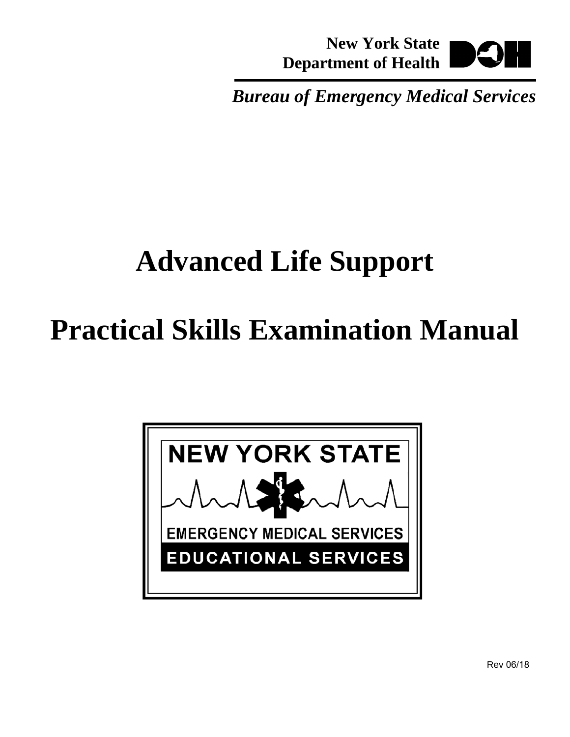New York State
Department of Health

*Bureau of Emergency Medical Services*

# Advanced Life Support

# Practical Skills Examination Manual

NEW YORK STATE

EMERGENCY MEDICAL SERVICES

EDUCATIONAL SERVICES

Rev 06/18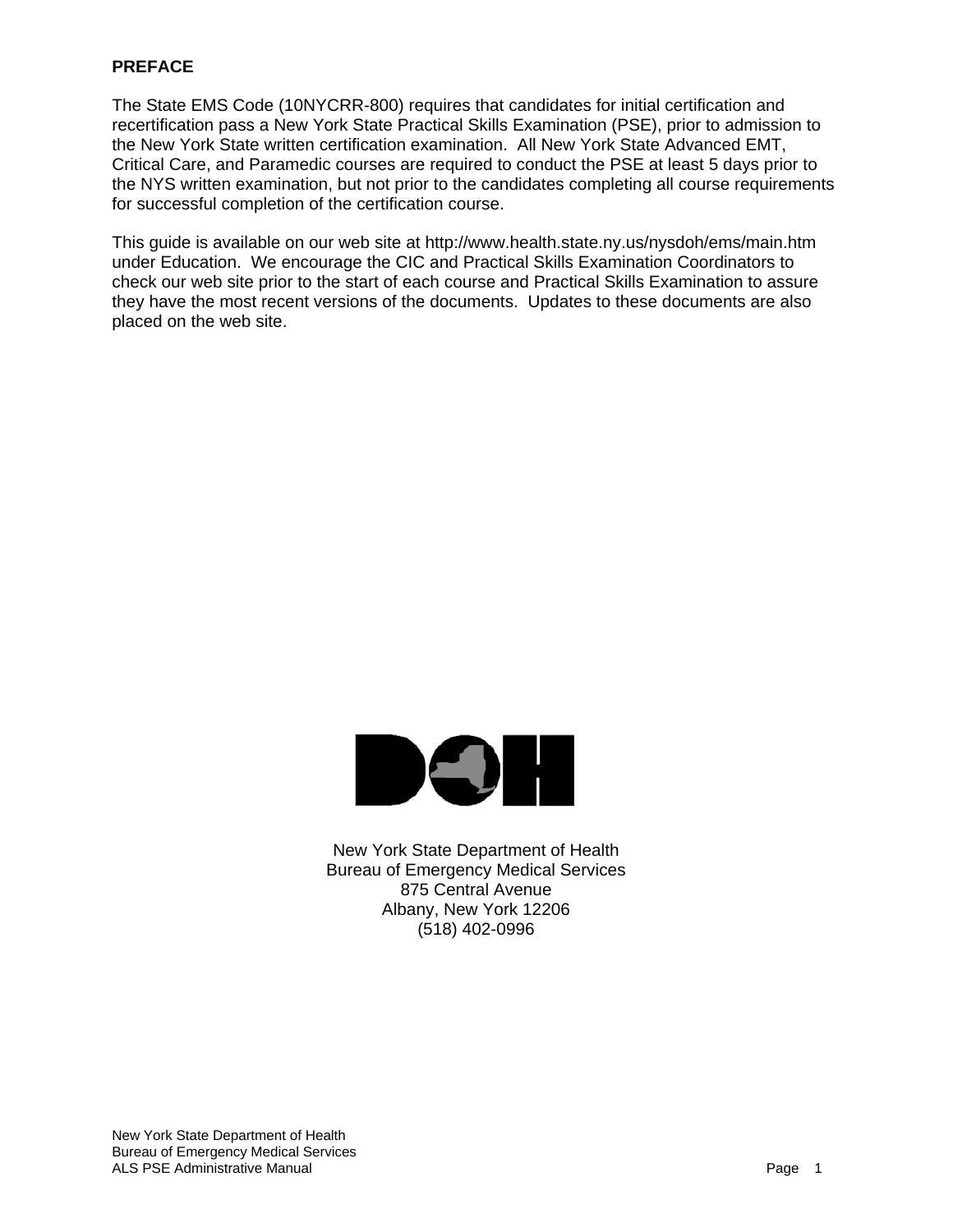**PREFACE**

The State EMS Code (10NYCRR-800) requires that candidates for initial certification and recertification pass a New York State Practical Skills Examination (PSE), prior to admission to the New York State written certification examination. All New York State Advanced EMT, Critical Care, and Paramedic courses are required to conduct the PSE at least 5 days prior to the NYS written examination, but not prior to the candidates completing all course requirements for successful completion of the certification course.

This guide is available on our web site at http://www.health.state.ny.us/nysdoh/ems/main.htm under Education. We encourage the CIC and Practical Skills Examination Coordinators to check our web site prior to the start of each course and Practical Skills Examination to assure they have the most recent versions of the documents. Updates to these documents are also placed on the web site.

New York State Department of Health
Bureau of Emergency Medical Services
875 Central Avenue
Albany, New York 12206
(518) 402-0996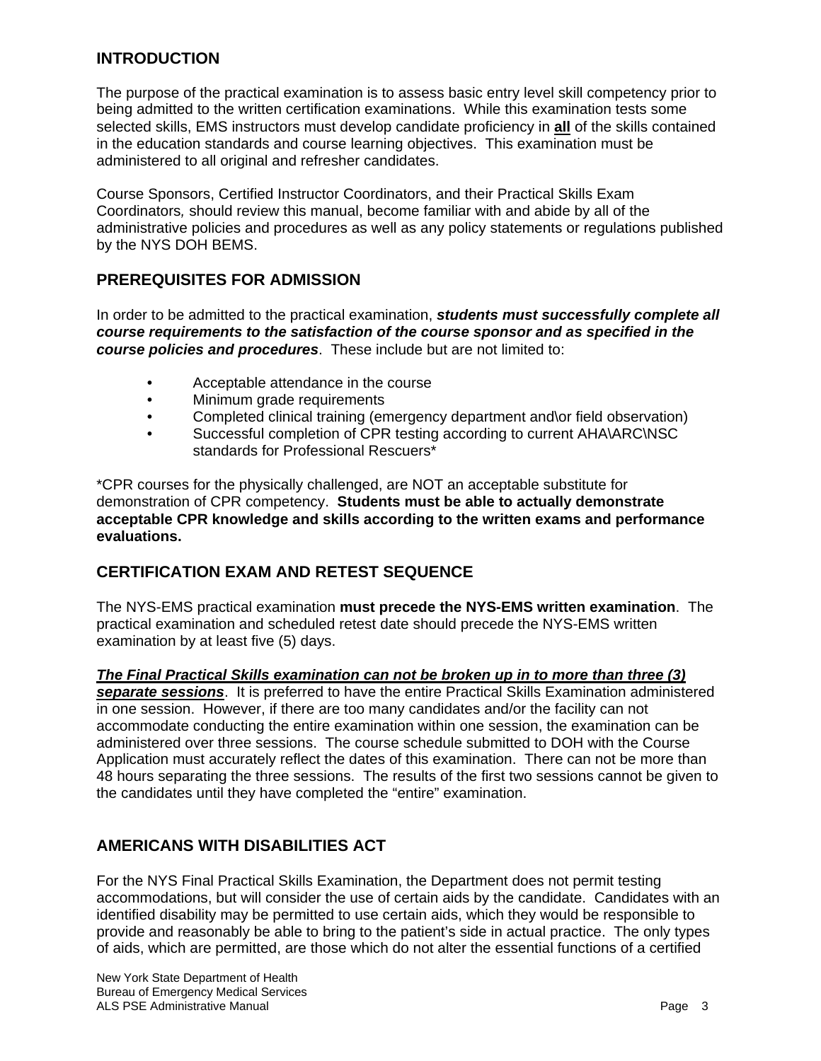## INTRODUCTION

The purpose of the practical examination is to assess basic entry level skill competency prior to being admitted to the written certification examinations. While this examination tests some selected skills, EMS instructors must develop candidate proficiency in **all** of the skills contained in the education standards and course learning objectives. This examination must be administered to all original and refresher candidates.

Course Sponsors, Certified Instructor Coordinators, and their Practical Skills Exam Coordinators*,* should review this manual, become familiar with and abide by all of the administrative policies and procedures as well as any policy statements or regulations published by the NYS DOH BEMS.

## PREREQUISITES FOR ADMISSION

In order to be admitted to the practical examination, ***students must successfully complete all course requirements to the satisfaction of the course sponsor and as specified in the course policies and procedures***. These include but are not limited to:

- Acceptable attendance in the course
- Minimum grade requirements
- Completed clinical training (emergency department and\or field observation)
- Successful completion of CPR testing according to current AHA\ARC\NSC standards for Professional Rescuers*

*CPR courses for the physically challenged, are NOT an acceptable substitute for demonstration of CPR competency. **Students must be able to actually demonstrate acceptable CPR knowledge and skills according to the written exams and performance evaluations.**

## CERTIFICATION EXAM AND RETEST SEQUENCE

The NYS-EMS practical examination **must precede the NYS-EMS written examination**. The practical examination and scheduled retest date should precede the NYS-EMS written examination by at least five (5) days.

***The Final Practical Skills examination can not be broken up in to more than three (3) separate sessions***. It is preferred to have the entire Practical Skills Examination administered in one session. However, if there are too many candidates and/or the facility can not accommodate conducting the entire examination within one session, the examination can be administered over three sessions. The course schedule submitted to DOH with the Course Application must accurately reflect the dates of this examination. There can not be more than 48 hours separating the three sessions. The results of the first two sessions cannot be given to the candidates until they have completed the "entire" examination.

## AMERICANS WITH DISABILITIES ACT

For the NYS Final Practical Skills Examination, the Department does not permit testing accommodations, but will consider the use of certain aids by the candidate. Candidates with an identified disability may be permitted to use certain aids, which they would be responsible to provide and reasonably be able to bring to the patient's side in actual practice. The only types of aids, which are permitted, are those which do not alter the essential functions of a certified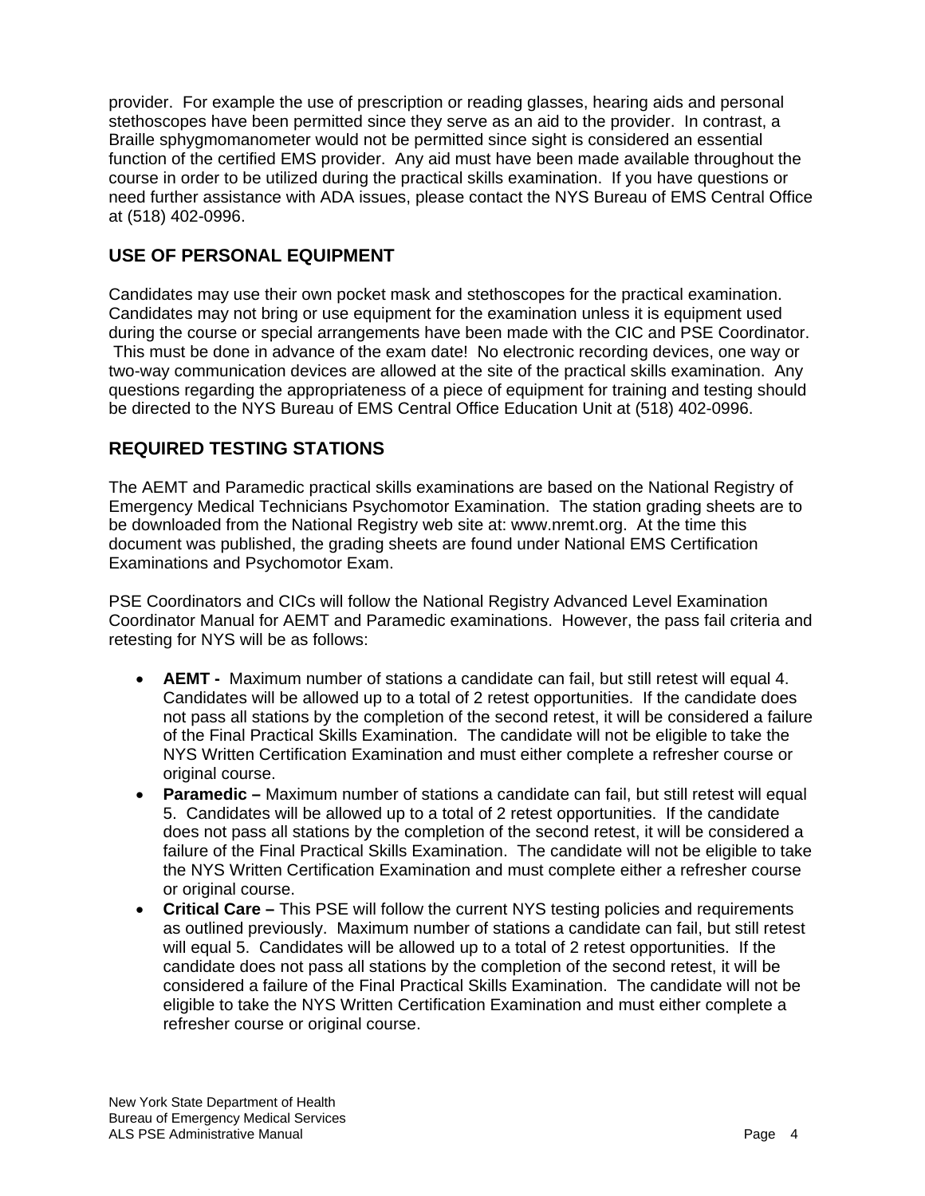provider. For example the use of prescription or reading glasses, hearing aids and personal stethoscopes have been permitted since they serve as an aid to the provider. In contrast, a Braille sphygmomanometer would not be permitted since sight is considered an essential function of the certified EMS provider. Any aid must have been made available throughout the course in order to be utilized during the practical skills examination. If you have questions or need further assistance with ADA issues, please contact the NYS Bureau of EMS Central Office at (518) 402-0996.

## USE OF PERSONAL EQUIPMENT

Candidates may use their own pocket mask and stethoscopes for the practical examination. Candidates may not bring or use equipment for the examination unless it is equipment used during the course or special arrangements have been made with the CIC and PSE Coordinator. This must be done in advance of the exam date! No electronic recording devices, one way or two-way communication devices are allowed at the site of the practical skills examination. Any questions regarding the appropriateness of a piece of equipment for training and testing should be directed to the NYS Bureau of EMS Central Office Education Unit at (518) 402-0996.

## REQUIRED TESTING STATIONS

The AEMT and Paramedic practical skills examinations are based on the National Registry of Emergency Medical Technicians Psychomotor Examination. The station grading sheets are to be downloaded from the National Registry web site at: www.nremt.org. At the time this document was published, the grading sheets are found under National EMS Certification Examinations and Psychomotor Exam.

PSE Coordinators and CICs will follow the National Registry Advanced Level Examination Coordinator Manual for AEMT and Paramedic examinations. However, the pass fail criteria and retesting for NYS will be as follows:

- **AEMT -** Maximum number of stations a candidate can fail, but still retest will equal 4. Candidates will be allowed up to a total of 2 retest opportunities. If the candidate does not pass all stations by the completion of the second retest, it will be considered a failure of the Final Practical Skills Examination. The candidate will not be eligible to take the NYS Written Certification Examination and must either complete a refresher course or original course.
- **Paramedic –** Maximum number of stations a candidate can fail, but still retest will equal 5. Candidates will be allowed up to a total of 2 retest opportunities. If the candidate does not pass all stations by the completion of the second retest, it will be considered a failure of the Final Practical Skills Examination. The candidate will not be eligible to take the NYS Written Certification Examination and must complete either a refresher course or original course.
- **Critical Care –** This PSE will follow the current NYS testing policies and requirements as outlined previously. Maximum number of stations a candidate can fail, but still retest will equal 5. Candidates will be allowed up to a total of 2 retest opportunities. If the candidate does not pass all stations by the completion of the second retest, it will be considered a failure of the Final Practical Skills Examination. The candidate will not be eligible to take the NYS Written Certification Examination and must either complete a refresher course or original course.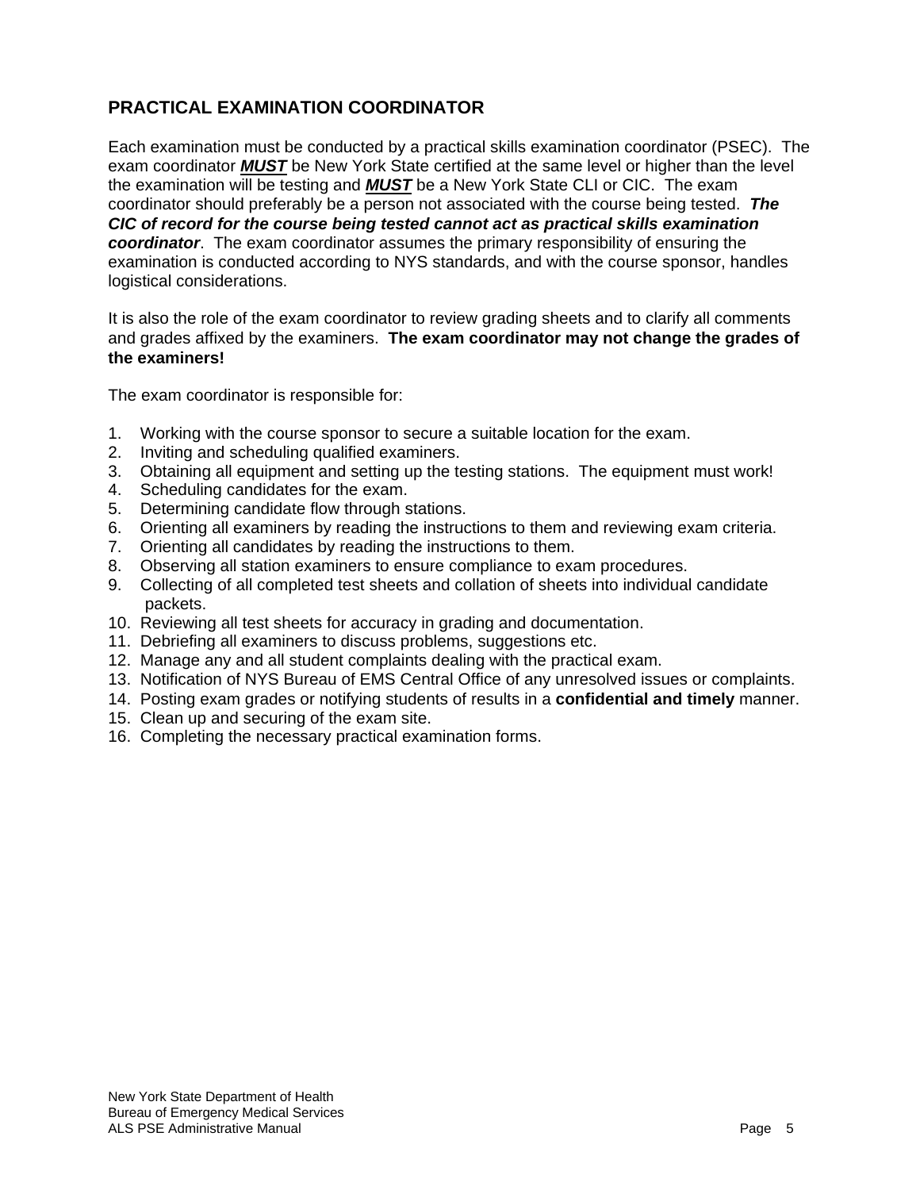## PRACTICAL EXAMINATION COORDINATOR

Each examination must be conducted by a practical skills examination coordinator (PSEC). The exam coordinator ***MUST*** be New York State certified at the same level or higher than the level the examination will be testing and ***MUST*** be a New York State CLI or CIC. The exam coordinator should preferably be a person not associated with the course being tested. ***The CIC of record for the course being tested cannot act as practical skills examination coordinator***. The exam coordinator assumes the primary responsibility of ensuring the examination is conducted according to NYS standards, and with the course sponsor, handles logistical considerations.

It is also the role of the exam coordinator to review grading sheets and to clarify all comments and grades affixed by the examiners. **The exam coordinator may not change the grades of the examiners!**

The exam coordinator is responsible for:

1. Working with the course sponsor to secure a suitable location for the exam.
2. Inviting and scheduling qualified examiners.
3. Obtaining all equipment and setting up the testing stations. The equipment must work!
4. Scheduling candidates for the exam.
5. Determining candidate flow through stations.
6. Orienting all examiners by reading the instructions to them and reviewing exam criteria.
7. Orienting all candidates by reading the instructions to them.
8. Observing all station examiners to ensure compliance to exam procedures.
9. Collecting of all completed test sheets and collation of sheets into individual candidate packets.
10. Reviewing all test sheets for accuracy in grading and documentation.
11. Debriefing all examiners to discuss problems, suggestions etc.
12. Manage any and all student complaints dealing with the practical exam.
13. Notification of NYS Bureau of EMS Central Office of any unresolved issues or complaints.
14. Posting exam grades or notifying students of results in a **confidential and timely** manner.
15. Clean up and securing of the exam site.
16. Completing the necessary practical examination forms.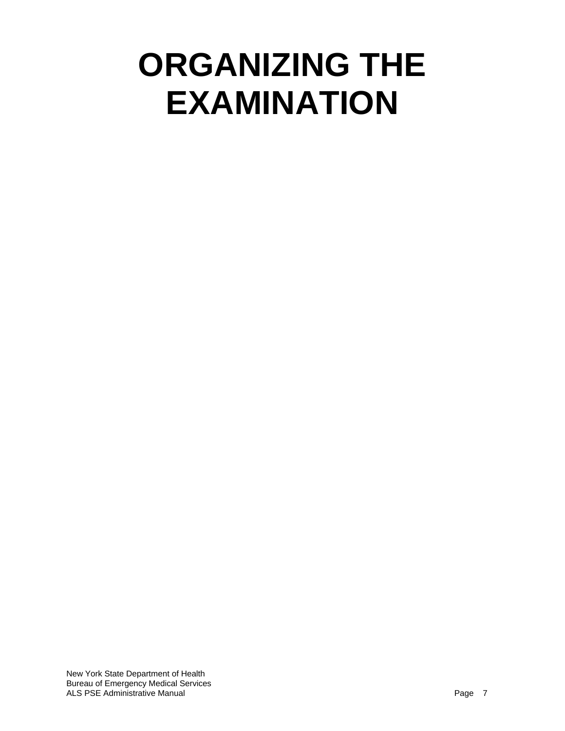# ORGANIZING THE EXAMINATION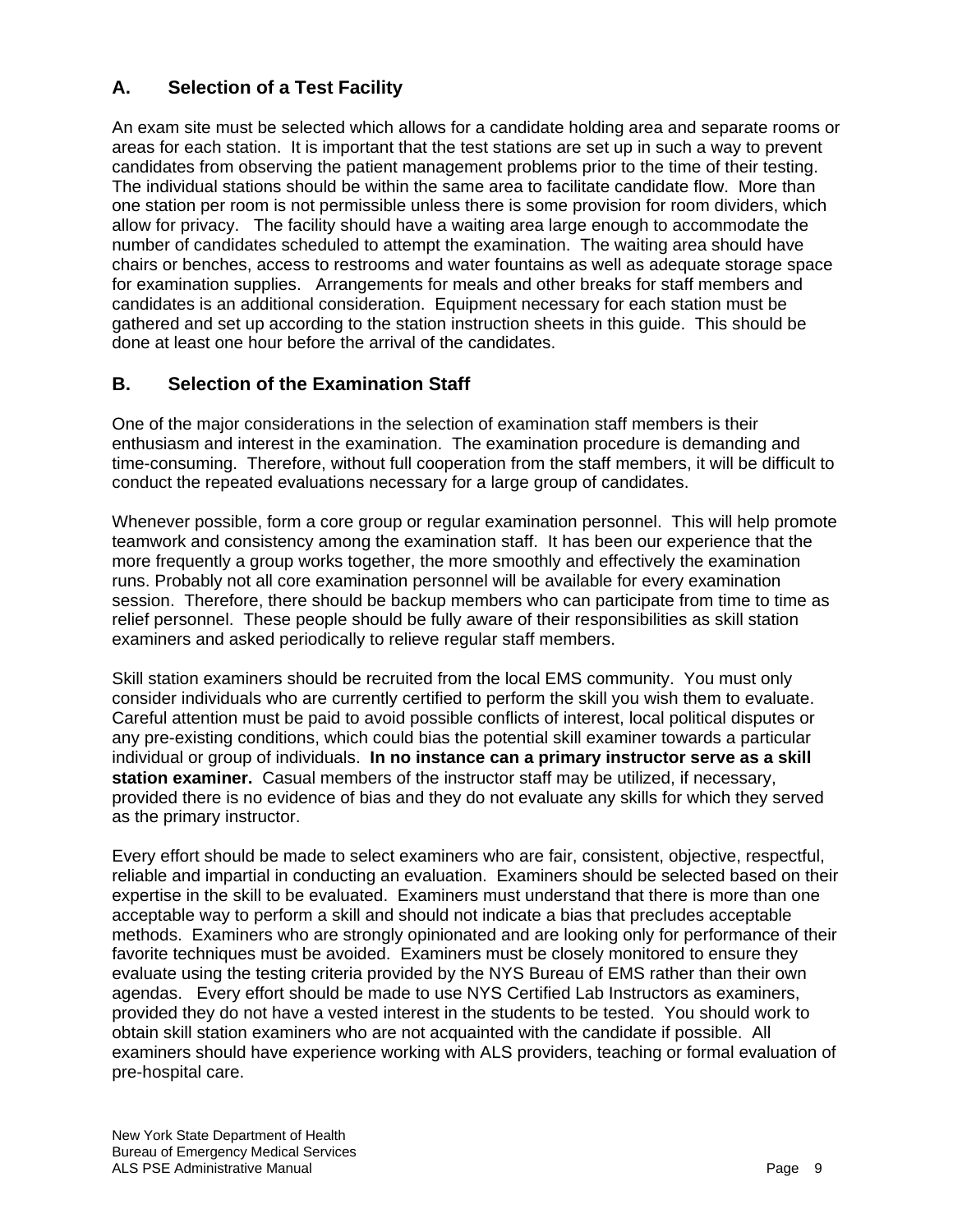## A. Selection of a Test Facility

An exam site must be selected which allows for a candidate holding area and separate rooms or areas for each station. It is important that the test stations are set up in such a way to prevent candidates from observing the patient management problems prior to the time of their testing. The individual stations should be within the same area to facilitate candidate flow. More than one station per room is not permissible unless there is some provision for room dividers, which allow for privacy. The facility should have a waiting area large enough to accommodate the number of candidates scheduled to attempt the examination. The waiting area should have chairs or benches, access to restrooms and water fountains as well as adequate storage space for examination supplies. Arrangements for meals and other breaks for staff members and candidates is an additional consideration. Equipment necessary for each station must be gathered and set up according to the station instruction sheets in this guide. This should be done at least one hour before the arrival of the candidates.

## B. Selection of the Examination Staff

One of the major considerations in the selection of examination staff members is their enthusiasm and interest in the examination. The examination procedure is demanding and time-consuming. Therefore, without full cooperation from the staff members, it will be difficult to conduct the repeated evaluations necessary for a large group of candidates.

Whenever possible, form a core group or regular examination personnel. This will help promote teamwork and consistency among the examination staff. It has been our experience that the more frequently a group works together, the more smoothly and effectively the examination runs. Probably not all core examination personnel will be available for every examination session. Therefore, there should be backup members who can participate from time to time as relief personnel. These people should be fully aware of their responsibilities as skill station examiners and asked periodically to relieve regular staff members.

Skill station examiners should be recruited from the local EMS community. You must only consider individuals who are currently certified to perform the skill you wish them to evaluate. Careful attention must be paid to avoid possible conflicts of interest, local political disputes or any pre-existing conditions, which could bias the potential skill examiner towards a particular individual or group of individuals. **In no instance can a primary instructor serve as a skill station examiner.** Casual members of the instructor staff may be utilized, if necessary, provided there is no evidence of bias and they do not evaluate any skills for which they served as the primary instructor.

Every effort should be made to select examiners who are fair, consistent, objective, respectful, reliable and impartial in conducting an evaluation. Examiners should be selected based on their expertise in the skill to be evaluated. Examiners must understand that there is more than one acceptable way to perform a skill and should not indicate a bias that precludes acceptable methods. Examiners who are strongly opinionated and are looking only for performance of their favorite techniques must be avoided. Examiners must be closely monitored to ensure they evaluate using the testing criteria provided by the NYS Bureau of EMS rather than their own agendas. Every effort should be made to use NYS Certified Lab Instructors as examiners, provided they do not have a vested interest in the students to be tested. You should work to obtain skill station examiners who are not acquainted with the candidate if possible. All examiners should have experience working with ALS providers, teaching or formal evaluation of pre-hospital care.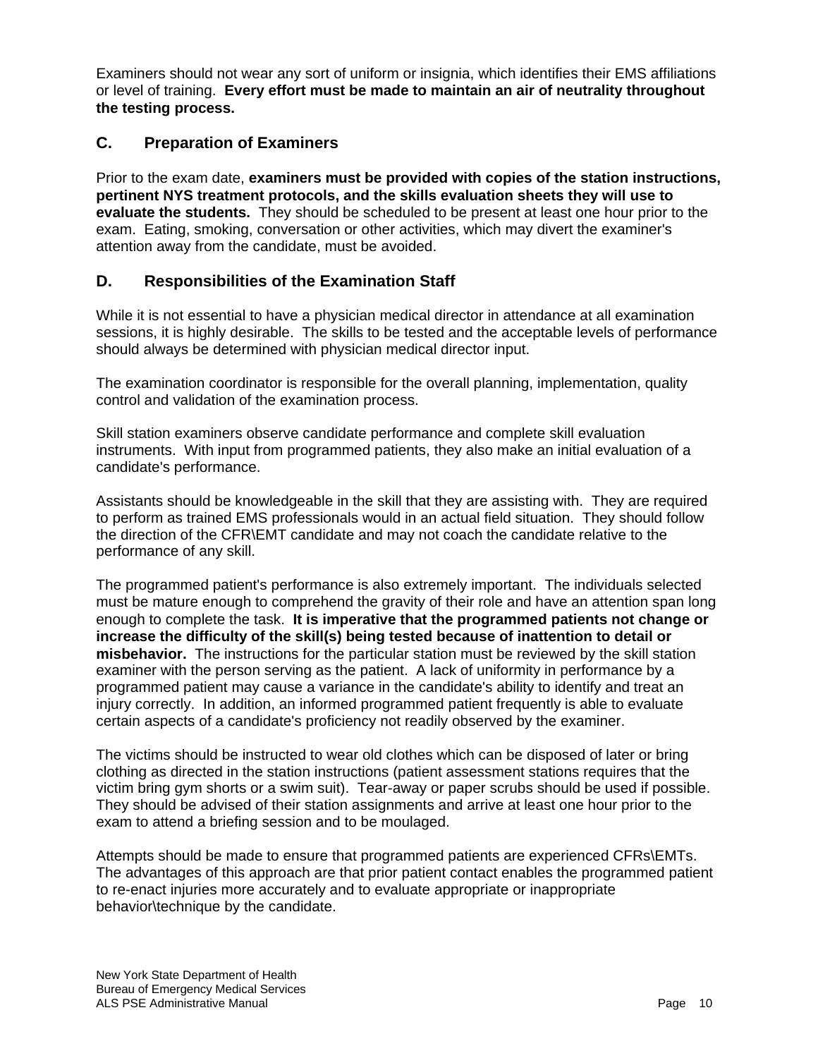Examiners should not wear any sort of uniform or insignia, which identifies their EMS affiliations or level of training. **Every effort must be made to maintain an air of neutrality throughout the testing process.**

## C. Preparation of Examiners

Prior to the exam date, **examiners must be provided with copies of the station instructions, pertinent NYS treatment protocols, and the skills evaluation sheets they will use to evaluate the students.** They should be scheduled to be present at least one hour prior to the exam. Eating, smoking, conversation or other activities, which may divert the examiner's attention away from the candidate, must be avoided.

## D. Responsibilities of the Examination Staff

While it is not essential to have a physician medical director in attendance at all examination sessions, it is highly desirable. The skills to be tested and the acceptable levels of performance should always be determined with physician medical director input.

The examination coordinator is responsible for the overall planning, implementation, quality control and validation of the examination process.

Skill station examiners observe candidate performance and complete skill evaluation instruments. With input from programmed patients, they also make an initial evaluation of a candidate's performance.

Assistants should be knowledgeable in the skill that they are assisting with. They are required to perform as trained EMS professionals would in an actual field situation. They should follow the direction of the CFR\EMT candidate and may not coach the candidate relative to the performance of any skill.

The programmed patient's performance is also extremely important. The individuals selected must be mature enough to comprehend the gravity of their role and have an attention span long enough to complete the task. **It is imperative that the programmed patients not change or increase the difficulty of the skill(s) being tested because of inattention to detail or misbehavior.** The instructions for the particular station must be reviewed by the skill station examiner with the person serving as the patient. A lack of uniformity in performance by a programmed patient may cause a variance in the candidate's ability to identify and treat an injury correctly. In addition, an informed programmed patient frequently is able to evaluate certain aspects of a candidate's proficiency not readily observed by the examiner.

The victims should be instructed to wear old clothes which can be disposed of later or bring clothing as directed in the station instructions (patient assessment stations requires that the victim bring gym shorts or a swim suit). Tear-away or paper scrubs should be used if possible. They should be advised of their station assignments and arrive at least one hour prior to the exam to attend a briefing session and to be moulaged.

Attempts should be made to ensure that programmed patients are experienced CFRs\EMTs. The advantages of this approach are that prior patient contact enables the programmed patient to re-enact injuries more accurately and to evaluate appropriate or inappropriate behavior\technique by the candidate.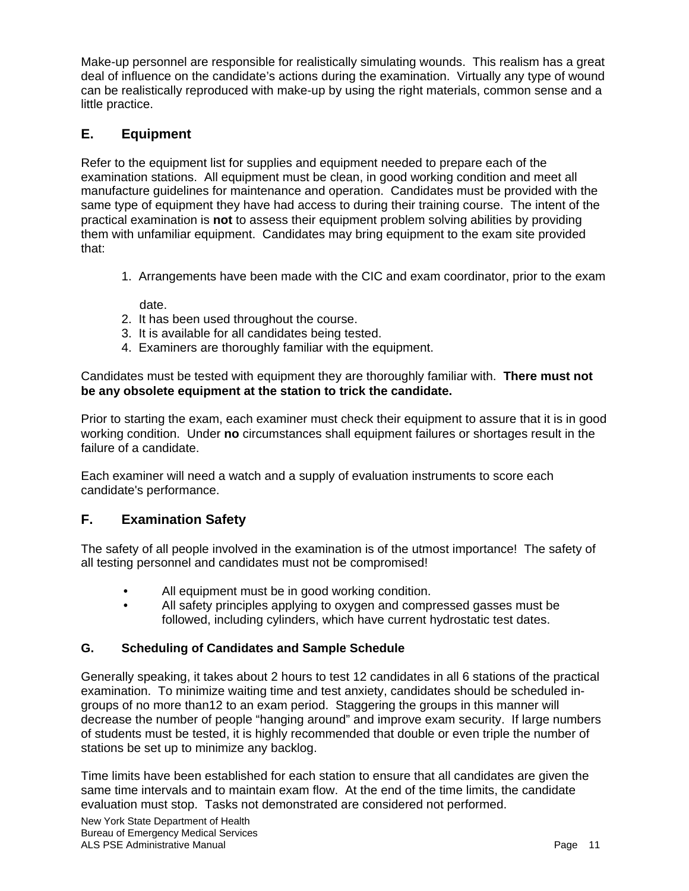Make-up personnel are responsible for realistically simulating wounds. This realism has a great deal of influence on the candidate's actions during the examination. Virtually any type of wound can be realistically reproduced with make-up by using the right materials, common sense and a little practice.

## E. Equipment

Refer to the equipment list for supplies and equipment needed to prepare each of the examination stations. All equipment must be clean, in good working condition and meet all manufacture guidelines for maintenance and operation. Candidates must be provided with the same type of equipment they have had access to during their training course. The intent of the practical examination is **not** to assess their equipment problem solving abilities by providing them with unfamiliar equipment. Candidates may bring equipment to the exam site provided that:

1. Arrangements have been made with the CIC and exam coordinator, prior to the exam date.
2. It has been used throughout the course.
3. It is available for all candidates being tested.
4. Examiners are thoroughly familiar with the equipment.

Candidates must be tested with equipment they are thoroughly familiar with. **There must not be any obsolete equipment at the station to trick the candidate.**

Prior to starting the exam, each examiner must check their equipment to assure that it is in good working condition. Under **no** circumstances shall equipment failures or shortages result in the failure of a candidate.

Each examiner will need a watch and a supply of evaluation instruments to score each candidate's performance.

## F. Examination Safety

The safety of all people involved in the examination is of the utmost importance! The safety of all testing personnel and candidates must not be compromised!

- All equipment must be in good working condition.
- All safety principles applying to oxygen and compressed gasses must be followed, including cylinders, which have current hydrostatic test dates.

### G. Scheduling of Candidates and Sample Schedule

Generally speaking, it takes about 2 hours to test 12 candidates in all 6 stations of the practical examination. To minimize waiting time and test anxiety, candidates should be scheduled in-groups of no more than12 to an exam period. Staggering the groups in this manner will decrease the number of people "hanging around" and improve exam security. If large numbers of students must be tested, it is highly recommended that double or even triple the number of stations be set up to minimize any backlog.

Time limits have been established for each station to ensure that all candidates are given the same time intervals and to maintain exam flow. At the end of the time limits, the candidate evaluation must stop. Tasks not demonstrated are considered not performed.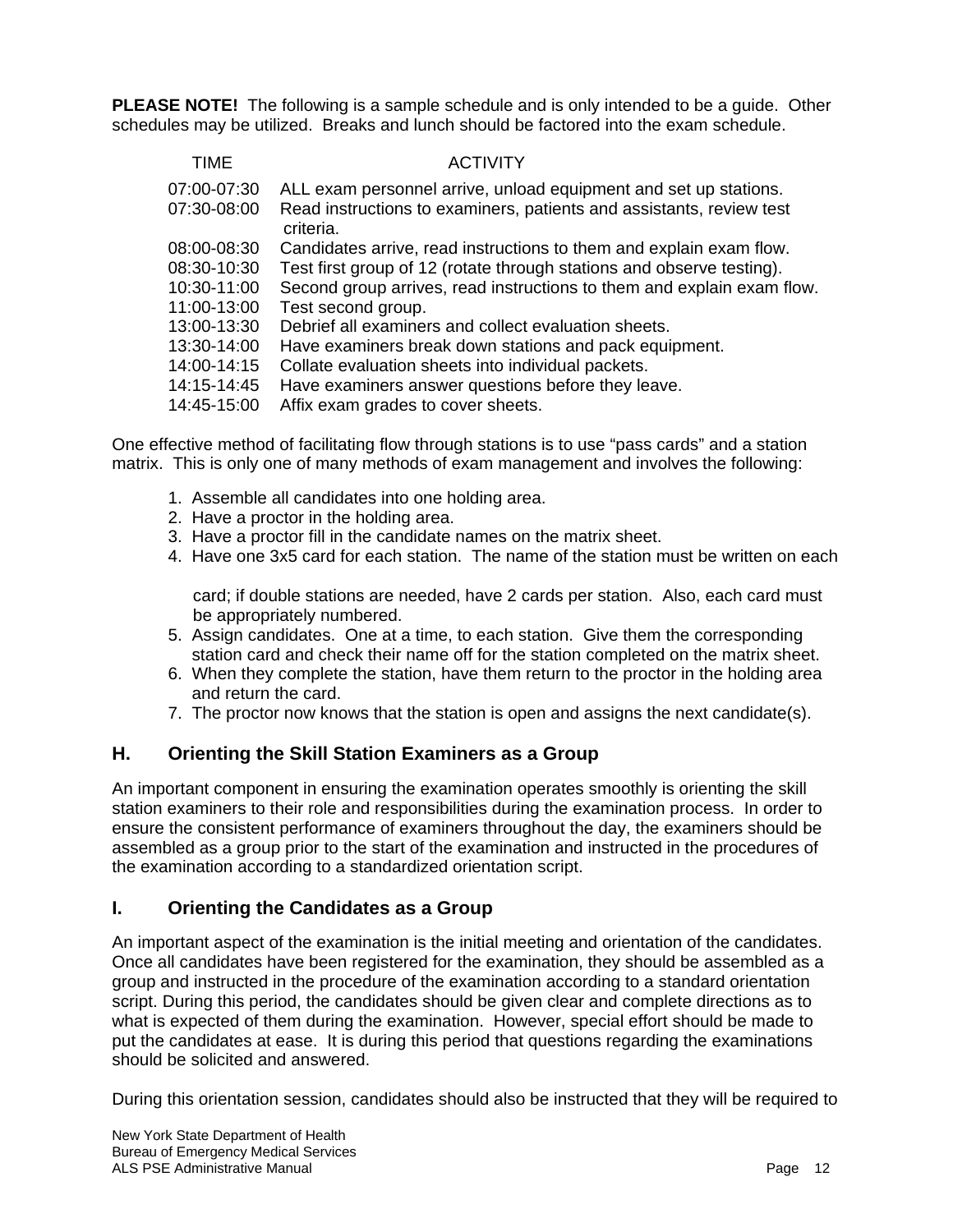**PLEASE NOTE!** The following is a sample schedule and is only intended to be a guide. Other schedules may be utilized. Breaks and lunch should be factored into the exam schedule.

| TIME | ACTIVITY |
|---|---|
| 07:00-07:30 | ALL exam personnel arrive, unload equipment and set up stations. |
| 07:30-08:00 | Read instructions to examiners, patients and assistants, review test criteria. |
| 08:00-08:30 | Candidates arrive, read instructions to them and explain exam flow. |
| 08:30-10:30 | Test first group of 12 (rotate through stations and observe testing). |
| 10:30-11:00 | Second group arrives, read instructions to them and explain exam flow. |
| 11:00-13:00 | Test second group. |
| 13:00-13:30 | Debrief all examiners and collect evaluation sheets. |
| 13:30-14:00 | Have examiners break down stations and pack equipment. |
| 14:00-14:15 | Collate evaluation sheets into individual packets. |
| 14:15-14:45 | Have examiners answer questions before they leave. |
| 14:45-15:00 | Affix exam grades to cover sheets. |

One effective method of facilitating flow through stations is to use "pass cards" and a station matrix. This is only one of many methods of exam management and involves the following:

1. Assemble all candidates into one holding area.
2. Have a proctor in the holding area.
3. Have a proctor fill in the candidate names on the matrix sheet.
4. Have one 3x5 card for each station. The name of the station must be written on each card; if double stations are needed, have 2 cards per station. Also, each card must be appropriately numbered.
5. Assign candidates. One at a time, to each station. Give them the corresponding station card and check their name off for the station completed on the matrix sheet.
6. When they complete the station, have them return to the proctor in the holding area and return the card.
7. The proctor now knows that the station is open and assigns the next candidate(s).

## H. Orienting the Skill Station Examiners as a Group

An important component in ensuring the examination operates smoothly is orienting the skill station examiners to their role and responsibilities during the examination process. In order to ensure the consistent performance of examiners throughout the day, the examiners should be assembled as a group prior to the start of the examination and instructed in the procedures of the examination according to a standardized orientation script.

## I. Orienting the Candidates as a Group

An important aspect of the examination is the initial meeting and orientation of the candidates. Once all candidates have been registered for the examination, they should be assembled as a group and instructed in the procedure of the examination according to a standard orientation script. During this period, the candidates should be given clear and complete directions as to what is expected of them during the examination. However, special effort should be made to put the candidates at ease. It is during this period that questions regarding the examinations should be solicited and answered.

During this orientation session, candidates should also be instructed that they will be required to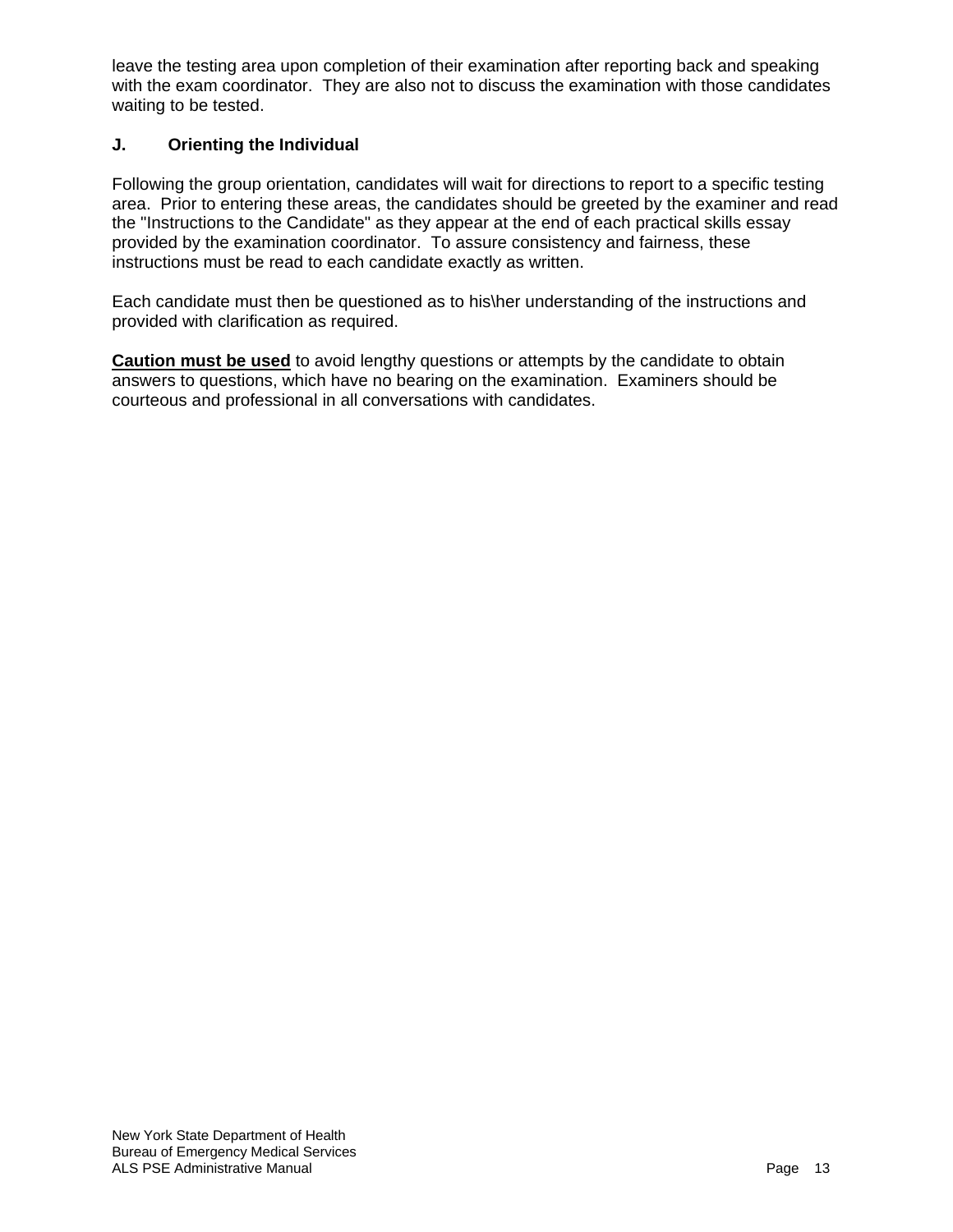leave the testing area upon completion of their examination after reporting back and speaking with the exam coordinator. They are also not to discuss the examination with those candidates waiting to be tested.

### J. Orienting the Individual

Following the group orientation, candidates will wait for directions to report to a specific testing area. Prior to entering these areas, the candidates should be greeted by the examiner and read the "Instructions to the Candidate" as they appear at the end of each practical skills essay provided by the examination coordinator. To assure consistency and fairness, these instructions must be read to each candidate exactly as written.

Each candidate must then be questioned as to his\her understanding of the instructions and provided with clarification as required.

**<u>Caution must be used</u>** to avoid lengthy questions or attempts by the candidate to obtain answers to questions, which have no bearing on the examination. Examiners should be courteous and professional in all conversations with candidates.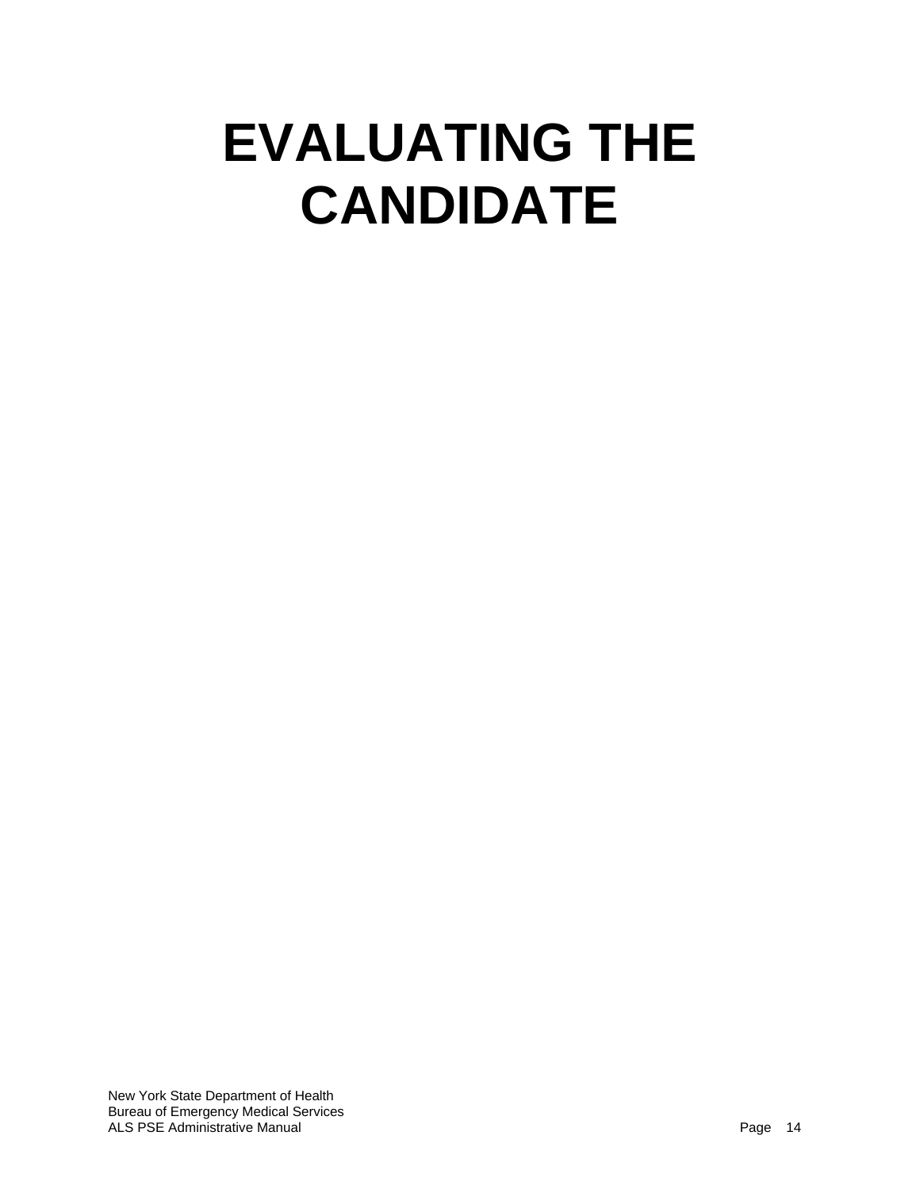# EVALUATING THE CANDIDATE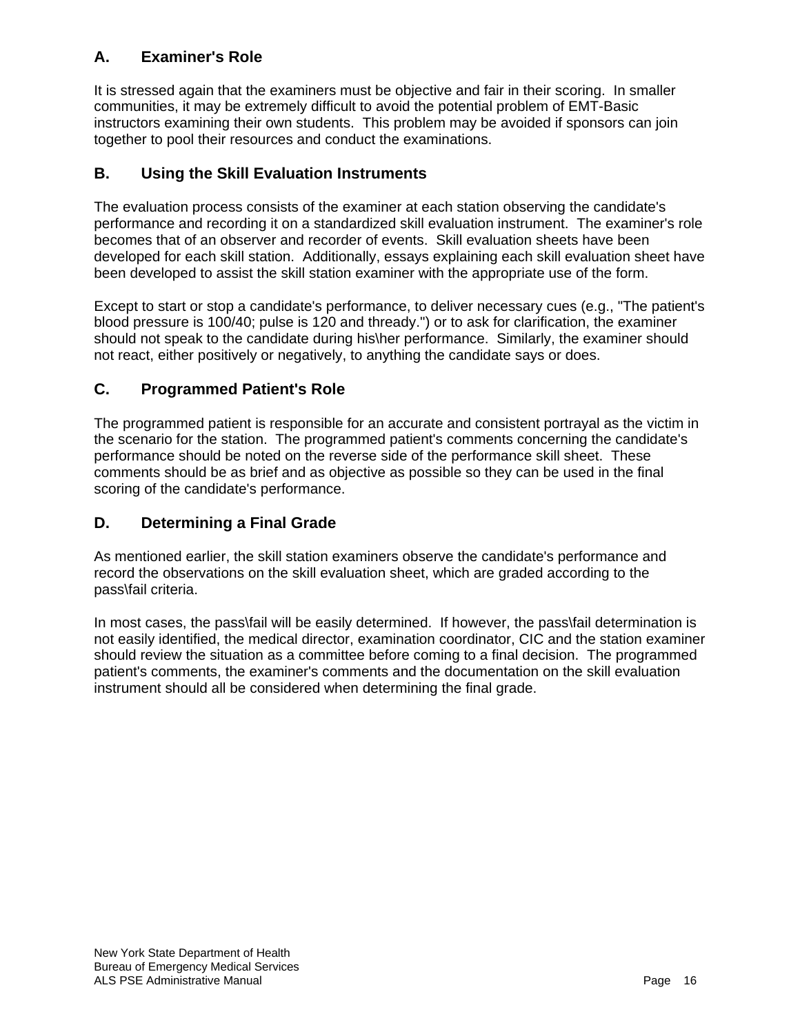## A. Examiner's Role

It is stressed again that the examiners must be objective and fair in their scoring. In smaller communities, it may be extremely difficult to avoid the potential problem of EMT-Basic instructors examining their own students. This problem may be avoided if sponsors can join together to pool their resources and conduct the examinations.

## B. Using the Skill Evaluation Instruments

The evaluation process consists of the examiner at each station observing the candidate's performance and recording it on a standardized skill evaluation instrument. The examiner's role becomes that of an observer and recorder of events. Skill evaluation sheets have been developed for each skill station. Additionally, essays explaining each skill evaluation sheet have been developed to assist the skill station examiner with the appropriate use of the form.

Except to start or stop a candidate's performance, to deliver necessary cues (e.g., "The patient's blood pressure is 100/40; pulse is 120 and thready.") or to ask for clarification, the examiner should not speak to the candidate during his\her performance. Similarly, the examiner should not react, either positively or negatively, to anything the candidate says or does.

## C. Programmed Patient's Role

The programmed patient is responsible for an accurate and consistent portrayal as the victim in the scenario for the station. The programmed patient's comments concerning the candidate's performance should be noted on the reverse side of the performance skill sheet. These comments should be as brief and as objective as possible so they can be used in the final scoring of the candidate's performance.

## D. Determining a Final Grade

As mentioned earlier, the skill station examiners observe the candidate's performance and record the observations on the skill evaluation sheet, which are graded according to the pass\fail criteria.

In most cases, the pass\fail will be easily determined. If however, the pass\fail determination is not easily identified, the medical director, examination coordinator, CIC and the station examiner should review the situation as a committee before coming to a final decision. The programmed patient's comments, the examiner's comments and the documentation on the skill evaluation instrument should all be considered when determining the final grade.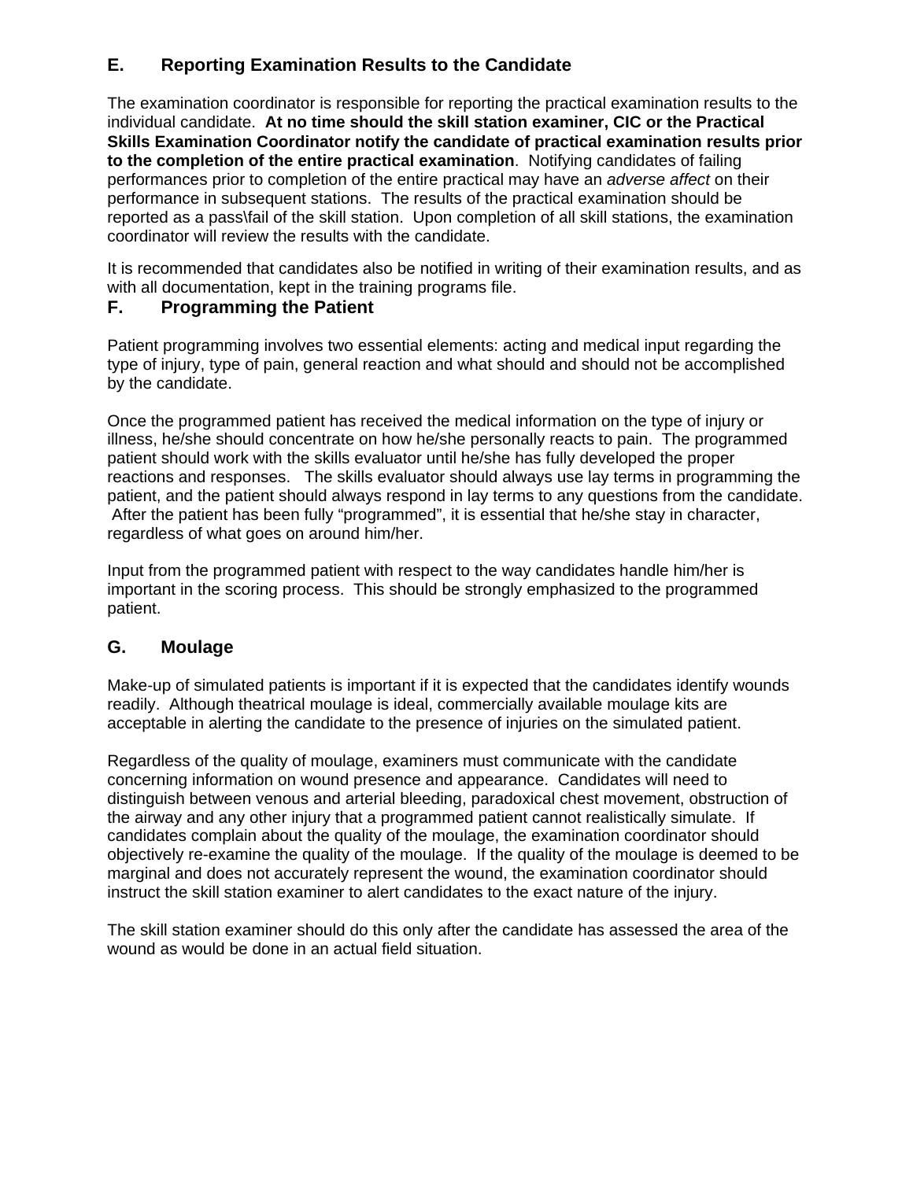## E. Reporting Examination Results to the Candidate

The examination coordinator is responsible for reporting the practical examination results to the individual candidate. **At no time should the skill station examiner, CIC or the Practical Skills Examination Coordinator notify the candidate of practical examination results prior to the completion of the entire practical examination**. Notifying candidates of failing performances prior to completion of the entire practical may have an *adverse affect* on their performance in subsequent stations. The results of the practical examination should be reported as a pass\fail of the skill station. Upon completion of all skill stations, the examination coordinator will review the results with the candidate.

It is recommended that candidates also be notified in writing of their examination results, and as with all documentation, kept in the training programs file.

## F. Programming the Patient

Patient programming involves two essential elements: acting and medical input regarding the type of injury, type of pain, general reaction and what should and should not be accomplished by the candidate.

Once the programmed patient has received the medical information on the type of injury or illness, he/she should concentrate on how he/she personally reacts to pain. The programmed patient should work with the skills evaluator until he/she has fully developed the proper reactions and responses. The skills evaluator should always use lay terms in programming the patient, and the patient should always respond in lay terms to any questions from the candidate. After the patient has been fully "programmed", it is essential that he/she stay in character, regardless of what goes on around him/her.

Input from the programmed patient with respect to the way candidates handle him/her is important in the scoring process. This should be strongly emphasized to the programmed patient.

## G. Moulage

Make-up of simulated patients is important if it is expected that the candidates identify wounds readily. Although theatrical moulage is ideal, commercially available moulage kits are acceptable in alerting the candidate to the presence of injuries on the simulated patient.

Regardless of the quality of moulage, examiners must communicate with the candidate concerning information on wound presence and appearance. Candidates will need to distinguish between venous and arterial bleeding, paradoxical chest movement, obstruction of the airway and any other injury that a programmed patient cannot realistically simulate. If candidates complain about the quality of the moulage, the examination coordinator should objectively re-examine the quality of the moulage. If the quality of the moulage is deemed to be marginal and does not accurately represent the wound, the examination coordinator should instruct the skill station examiner to alert candidates to the exact nature of the injury.

The skill station examiner should do this only after the candidate has assessed the area of the wound as would be done in an actual field situation.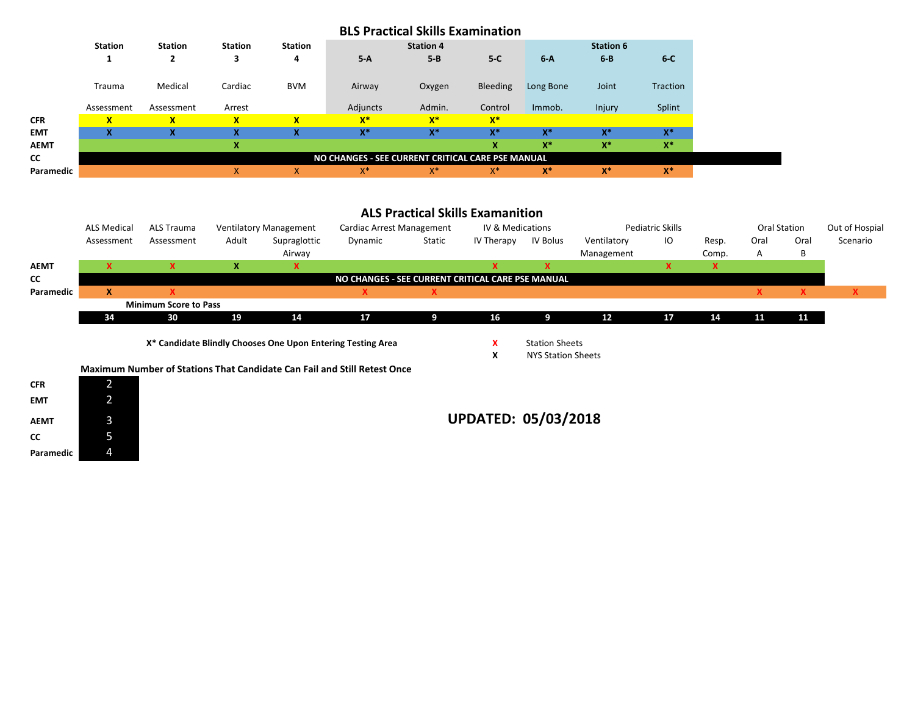## BLS Practical Skills Examination

| | Station 1 | Station 2 | Station 3 | Station 4 | Station 4 | | | Station 6 | | |
|---|---|---|---|---|---|---|---|---|---|---|
| | | | | | 5-A | 5-B | 5-C | 6-A | 6-B | 6-C |
| | Trauma Assessment | Medical Assessment | Cardiac Arrest | BVM | Airway Adjuncts | Oxygen Admin. | Bleeding Control | Long Bone Immob. | Joint Injury | Traction Splint |
| **CFR** | X | X | X | X | X* | X* | X* | | | |
| **EMT** | X | X | X | X | X* | X* | X* | X* | X* | X* |
| **AEMT** | | | X | | | | X | X* | X* | X* |
| **CC** | NO CHANGES - SEE CURRENT CRITICAL CARE PSE MANUAL | | | | | | | | | |
| **Paramedic** | | | X | X | X* | X* | X* | X* | X* | X* |

## ALS Practical Skills Examanition

| | ALS Medical Assessment | ALS Trauma Assessment | Ventilatory Management | | Cardiac Arrest Management | | IV & Medications | | Pediatric Skills | | | Oral Station | | Out of Hospial Scenario |
|---|---|---|---|---|---|---|---|---|---|---|---|---|---|---|
| | | | Adult | Supraglottic Airway | Dynamic | Static | IV Therapy | IV Bolus | Ventilatory Management | IO | Resp. Comp. | Oral A | Oral B | |
| **AEMT** | X | X | X | X | | | X | X | | X | X | | | |
| **CC** | NO CHANGES - SEE CURRENT CRITICAL CARE PSE MANUAL | | | | | | | | | | | | | |
| **Paramedic** | X | X | | | X | X | | | | | | X | X | X |
| Minimum Score to Pass | 34 | 30 | 19 | 14 | 17 | 9 | 16 | 9 | 12 | 17 | 14 | 11 | 11 | |

**X* Candidate Blindly Chooses One Upon Entering Testing Area**

X (red) Station Sheets

X (black) NYS Station Sheets

**Maximum Number of Stations That Candidate Can Fail and Still Retest Once**

| | |
|---|---|
| **CFR** | 2 |
| **EMT** | 2 |
| **AEMT** | 3 |
| **CC** | 5 |
| **Paramedic** | 4 |

**UPDATED: 05/03/2018**